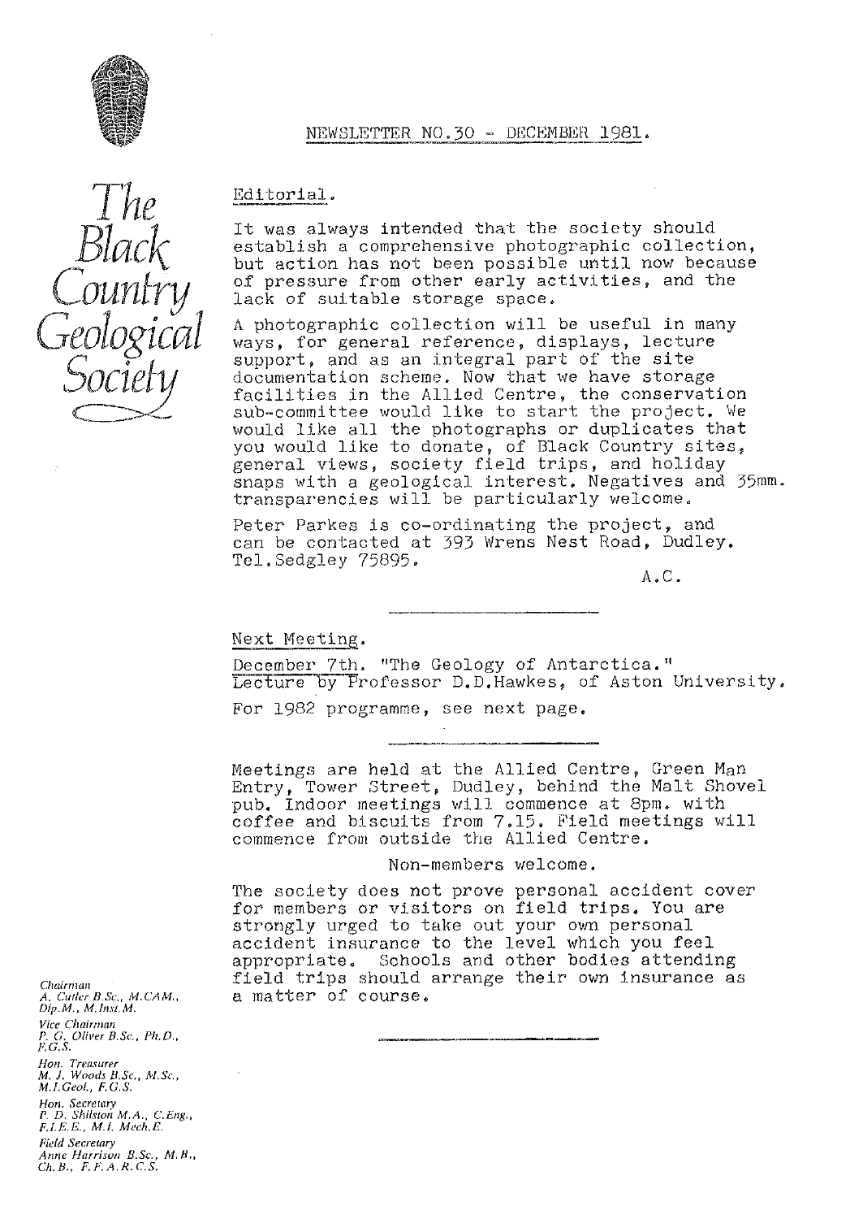# The Black Country Geological Society

## NEWSLETTER NO.30 - DECEMBER 1981.

### Editorial.

It was always intended that the society should establish a comprehensive photographic collection, but action has not been possible until now because of pressure from other early activities, and the lack of suitable storage space.

A photographic collection will be useful in many ways, for general reference, displays, lecture support, and as an integral part of the site documentation scheme. Now that we have storage facilities in the Allied Centre, the conservation sub-committee would like to start the project. We would like all the photographs or duplicates that you would like to donate, of Black Country sites, general views, society field trips, and holiday snaps with a geological interest. Negatives and 35mm. transparencies will be particularly welcome.

Peter Parkes is co-ordinating the project, and can be contacted at 393 Wrens Nest Road, Dudley. Tel.Sedgley 75895.

A.C.

---

### Next Meeting.

December 7th. "The Geology of Antarctica." Lecture by Professor D.D.Hawkes, of Aston University.

For 1982 programme, see next page.

---

Meetings are held at the Allied Centre, Green Man Entry, Tower Street, Dudley, behind the Malt Shovel pub. Indoor meetings will commence at 8pm. with coffee and biscuits from 7.15. Field meetings will commence from outside the Allied Centre.

Non-members welcome.

The society does not prove personal accident cover for members or visitors on field trips. You are strongly urged to take out your own personal accident insurance to the level which you feel appropriate. Schools and other bodies attending field trips should arrange their own insurance as a matter of course.

---

*Chairman*
A. Cutler B.Sc., M.CAM., Dip.M., M.Inst.M.

*Vice Chairman*
P. G. Oliver B.Sc., Ph.D., F.G.S.

*Hon. Treasurer*
M. J. Woods B.Sc., M.Sc., M.I.Geol., F.G.S.

*Hon. Secretary*
P. D. Shilston M.A., C.Eng., F.I.E.E., M.I. Mech.E.

*Field Secretary*
Anne Harrison B.Sc., M.B., Ch.B., F.F.A.R.C.S.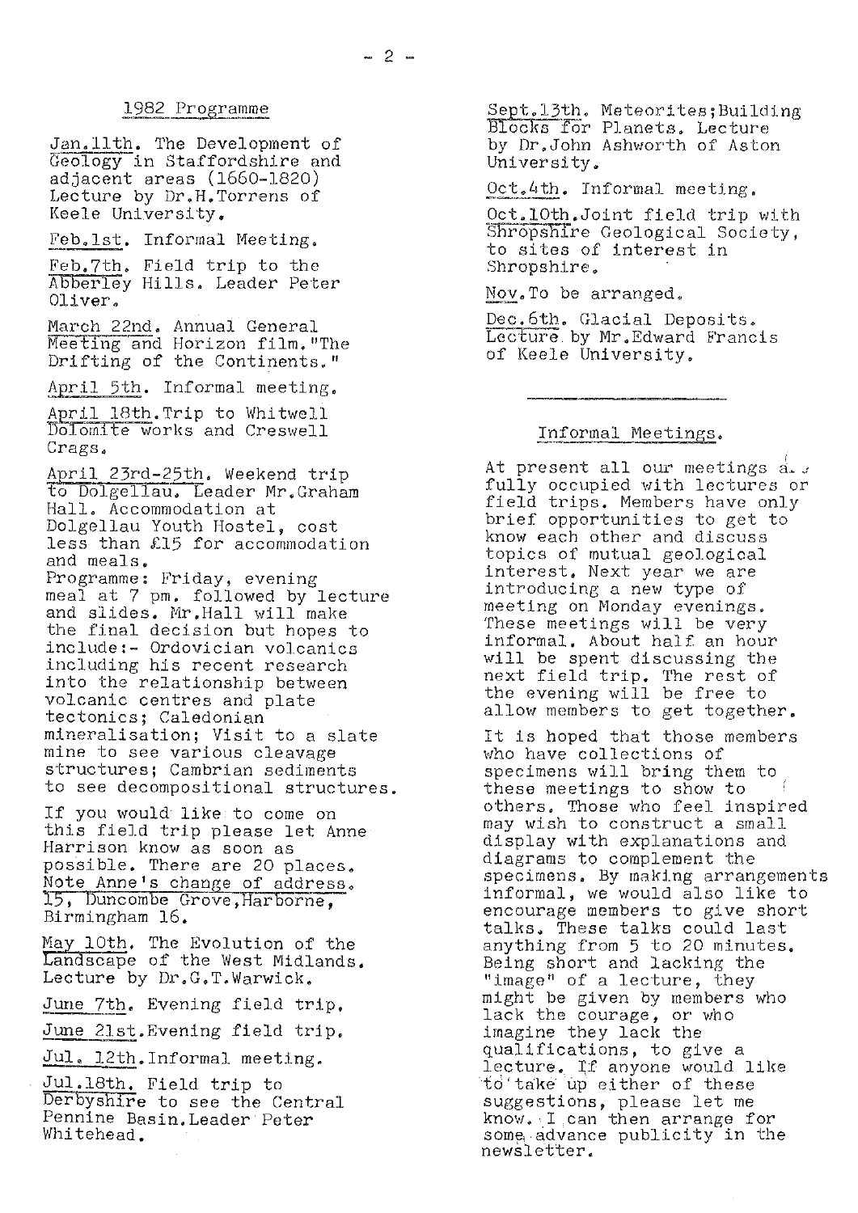## 1982 Programme

Jan.11th. The Development of Geology in Staffordshire and adjacent areas (1660-1820) Lecture by Dr.H.Torrens of Keele University.

Feb.1st. Informal Meeting.

Feb.7th. Field trip to the Abberley Hills. Leader Peter Oliver.

March 22nd. Annual General Meeting and Horizon film."The Drifting of the Continents."

April 5th. Informal meeting.

April 18th.Trip to Whitwell Dolomite works and Creswell Crags.

April 23rd-25th. Weekend trip to Dolgellau. Leader Mr.Graham Hall. Accommodation at Dolgellau Youth Hostel, cost less than £15 for accommodation and meals.
Programme: Friday, evening meal at 7 pm. followed by lecture and slides. Mr.Hall will make the final decision but hopes to include:- Ordovician volcanics including his recent research into the relationship between volcanic centres and plate tectonics; Caledonian mineralisation; Visit to a slate mine to see various cleavage structures; Cambrian sediments to see decompositional structures.

If you would like to come on this field trip please let Anne Harrison know as soon as possible. There are 20 places. Note Anne's change of address. 15, Duncombe Grove,Harborne, Birmingham 16.

May 10th. The Evolution of the Landscape of the West Midlands. Lecture by Dr.G.T.Warwick.

June 7th. Evening field trip.

June 21st.Evening field trip.

Jul. 12th.Informal meeting.

Jul.18th. Field trip to Derbyshire to see the Central Pennine Basin.Leader Peter Whitehead.

Sept.13th. Meteorites;Building Blocks for Planets. Lecture by Dr.John Ashworth of Aston University.

Oct.4th. Informal meeting.

Oct.10th.Joint field trip with Shropshire Geological Society, to sites of interest in Shropshire.

Nov.To be arranged.

Dec.6th. Glacial Deposits. Lecture by Mr.Edward Francis of Keele University.

---

## Informal Meetings.

At present all our meetings a.. fully occupied with lectures or field trips. Members have only brief opportunities to get to know each other and discuss topics of mutual geological interest. Next year we are introducing a new type of meeting on Monday evenings. These meetings will be very informal. About half an hour will be spent discussing the next field trip. The rest of the evening will be free to allow members to get together.

It is hoped that those members who have collections of specimens will bring them to these meetings to show to others. Those who feel inspired may wish to construct a small display with explanations and diagrams to complement the specimens. By making arrangements informal, we would also like to encourage members to give short talks. These talks could last anything from 5 to 20 minutes. Being short and lacking the "image" of a lecture, they might be given by members who lack the courage, or who imagine they lack the qualifications, to give a lecture. If anyone would like to take up either of these suggestions, please let me know. I can then arrange for some advance publicity in the newsletter.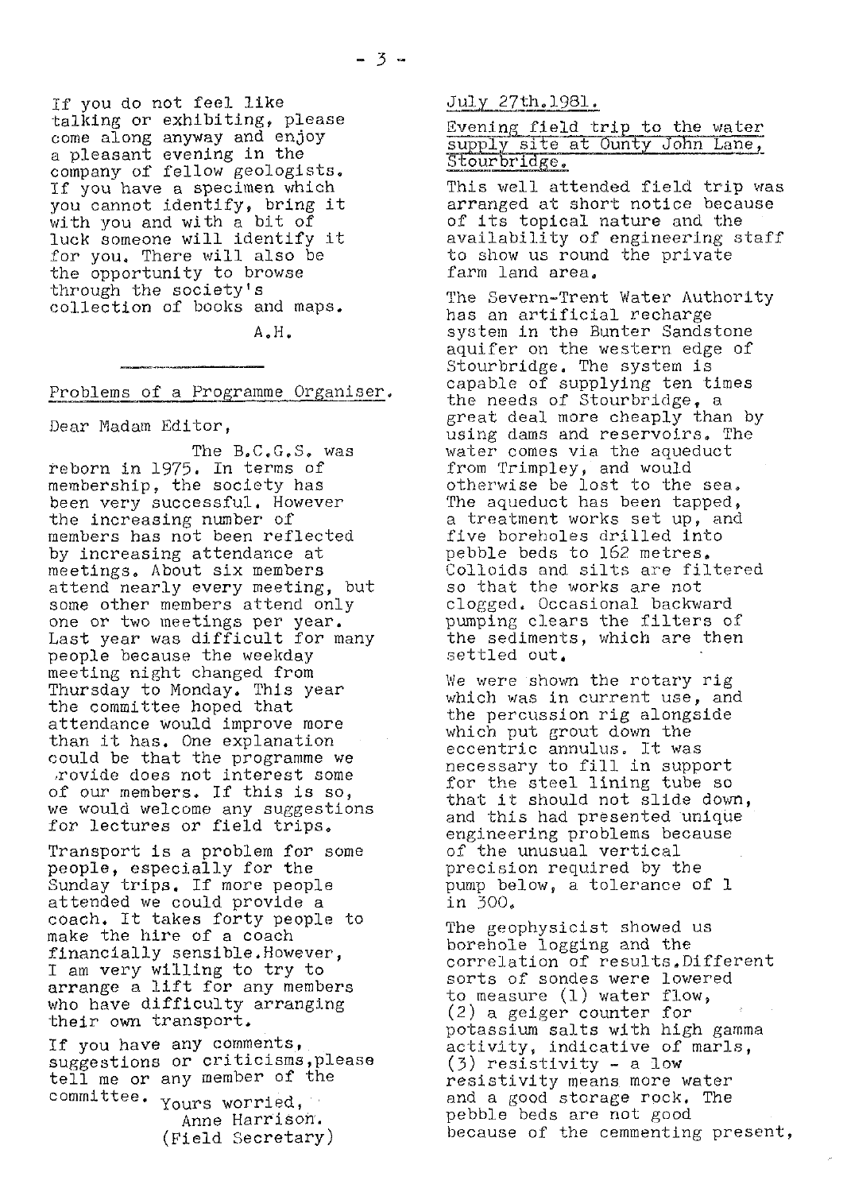If you do not feel like talking or exhibiting, please come along anyway and enjoy a pleasant evening in the company of fellow geologists. If you have a specimen which you cannot identify, bring it with you and with a bit of luck someone will identify it for you. There will also be the opportunity to browse through the society's collection of books and maps.

A.H.

---

Problems of a Programme Organiser.

Dear Madam Editor,

The B.C.G.S. was reborn in 1975. In terms of membership, the society has been very successful. However the increasing number of members has not been reflected by increasing attendance at meetings. About six members attend nearly every meeting, but some other members attend only one or two meetings per year. Last year was difficult for many people because the weekday meeting night changed from Thursday to Monday. This year the committee hoped that attendance would improve more than it has. One explanation could be that the programme we provide does not interest some of our members. If this is so, we would welcome any suggestions for lectures or field trips.

Transport is a problem for some people, especially for the Sunday trips. If more people attended we could provide a coach. It takes forty people to make the hire of a coach financially sensible. However, I am very willing to try to arrange a lift for any members who have difficulty arranging their own transport.

If you have any comments, suggestions or criticisms, please tell me or any member of the committee.

Yours worried,
Anne Harrison.
(Field Secretary)

July 27th.1981.

Evening field trip to the water supply site at Ounty John Lane, Stourbridge.

This well attended field trip was arranged at short notice because of its topical nature and the availability of engineering staff to show us round the private farm land area.

The Severn-Trent Water Authority has an artificial recharge system in the Bunter Sandstone aquifer on the western edge of Stourbridge. The system is capable of supplying ten times the needs of Stourbridge, a great deal more cheaply than by using dams and reservoirs. The water comes via the aqueduct from Trimpley, and would otherwise be lost to the sea. The aqueduct has been tapped, a treatment works set up, and five boreholes drilled into pebble beds to 162 metres. Colloids and silts are filtered so that the works are not clogged. Occasional backward pumping clears the filters of the sediments, which are then settled out.

We were shown the rotary rig which was in current use, and the percussion rig alongside which put grout down the eccentric annulus. It was necessary to fill in support for the steel lining tube so that it should not slide down, and this had presented unique engineering problems because of the unusual vertical precision required by the pump below, a tolerance of 1 in 300.

The geophysicist showed us borehole logging and the correlation of results. Different sorts of sondes were lowered to measure (1) water flow, (2) a geiger counter for potassium salts with high gamma activity, indicative of marls, (3) resistivity - a low resistivity means more water and a good storage rock. The pebble beds are not good because of the cemmenting present,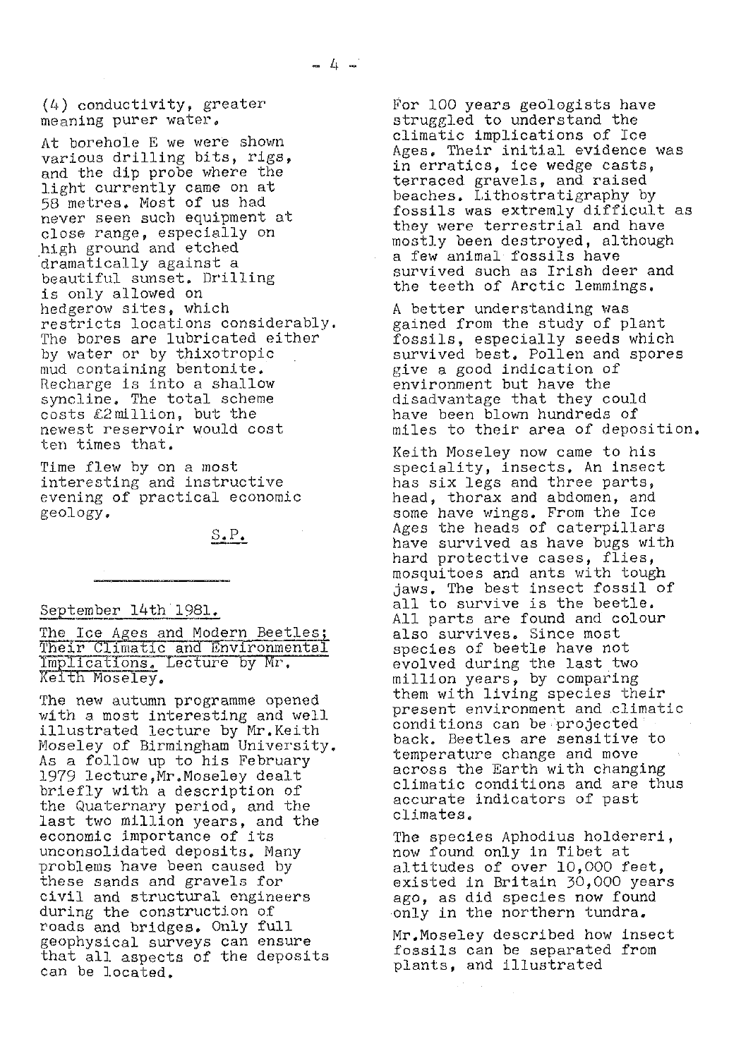(4) conductivity, greater meaning purer water.

At borehole E we were shown various drilling bits, rigs, and the dip probe where the light currently came on at 58 metres. Most of us had never seen such equipment at close range, especially on high ground and etched dramatically against a beautiful sunset. Drilling is only allowed on hedgerow sites, which restricts locations considerably. The bores are lubricated either by water or by thixotropic mud containing bentonite. Recharge is into a shallow syncline. The total scheme costs £2million, but the newest reservoir would cost ten times that.

Time flew by on a most interesting and instructive evening of practical economic geology.

S.P.

---

September 14th 1981.

The Ice Ages and Modern Beetles; Their Climatic and Environmental Implications. Lecture by Mr. Keith Moseley.

The new autumn programme opened with a most interesting and well illustrated lecture by Mr.Keith Moseley of Birmingham University. As a follow up to his February 1979 lecture,Mr.Moseley dealt briefly with a description of the Quaternary period, and the last two million years, and the economic importance of its unconsolidated deposits. Many problems have been caused by these sands and gravels for civil and structural engineers during the construction of roads and bridges. Only full geophysical surveys can ensure that all aspects of the deposits can be located.

For 100 years geologists have struggled to understand the climatic implications of Ice Ages. Their initial evidence was in erratics, ice wedge casts, terraced gravels, and raised beaches. Lithostratigraphy by fossils was extremly difficult as they were terrestrial and have mostly been destroyed, although a few animal fossils have survived such as Irish deer and the teeth of Arctic lemmings.

A better understanding was gained from the study of plant fossils, especially seeds which survived best. Pollen and spores give a good indication of environment but have the disadvantage that they could have been blown hundreds of miles to their area of deposition.

Keith Moseley now came to his speciality, insects. An insect has six legs and three parts, head, thorax and abdomen, and some have wings. From the Ice Ages the heads of caterpillars have survived as have bugs with hard protective cases, flies, mosquitoes and ants with tough jaws. The best insect fossil of all to survive is the beetle. All parts are found and colour also survives. Since most species of beetle have not evolved during the last two million years, by comparing them with living species their present environment and climatic conditions can be projected back. Beetles are sensitive to temperature change and move across the Earth with changing climatic conditions and are thus accurate indicators of past climates.

The species Aphodius holdereri, now found only in Tibet at altitudes of over 10,000 feet, existed in Britain 30,000 years ago, as did species now found only in the northern tundra.

Mr.Moseley described how insect fossils can be separated from plants, and illustrated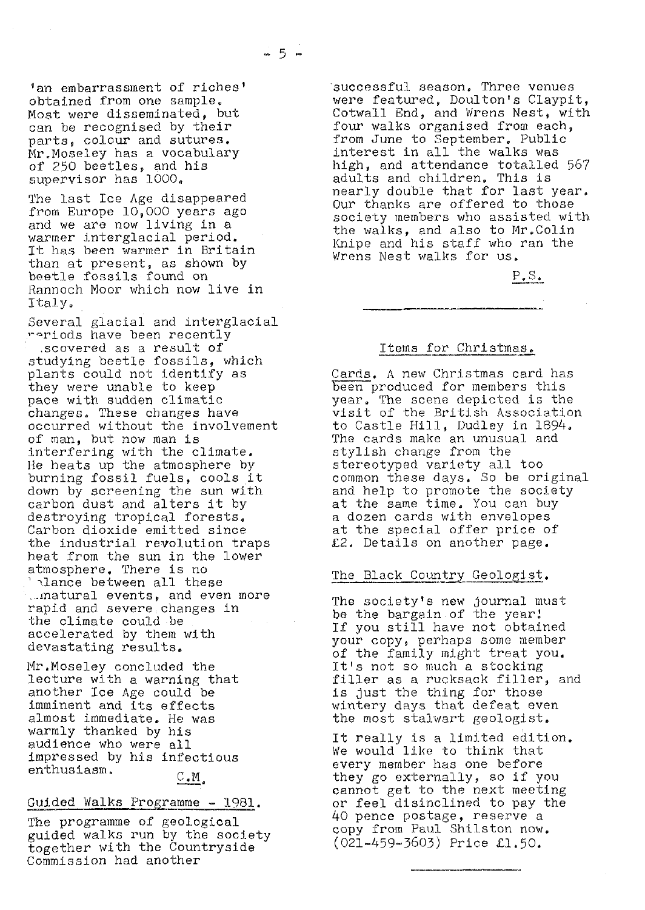'an embarrassment of riches' obtained from one sample. Most were disseminated, but can be recognised by their parts, colour and sutures. Mr.Moseley has a vocabulary of 250 beetles, and his supervisor has 1000.

The last Ice Age disappeared from Europe 10,000 years ago and we are now living in a warmer interglacial period. It has been warmer in Britain than at present, as shown by beetle fossils found on Rannoch Moor which now live in Italy.

Several glacial and interglacial periods have been recently discovered as a result of studying beetle fossils, which plants could not identify as they were unable to keep pace with sudden climatic changes. These changes have occurred without the involvement of man, but now man is interfering with the climate. He heats up the atmosphere by burning fossil fuels, cools it down by screening the sun with carbon dust and alters it by destroying tropical forests. Carbon dioxide emitted since the industrial revolution traps heat from the sun in the lower atmosphere. There is no balance between all these unnatural events, and even more rapid and severe changes in the climate could be accelerated by them with devastating results.

Mr.Moseley concluded the lecture with a warning that another Ice Age could be imminent and its effects almost immediate. He was warmly thanked by his audience who were all impressed by his infectious enthusiasm.

C.M.

## Guided Walks Programme - 1981.

The programme of geological guided walks run by the society together with the Countryside Commission had another successful season. Three venues were featured, Doulton's Claypit, Cotwall End, and Wrens Nest, with four walks organised from each, from June to September. Public interest in all the walks was high, and attendance totalled 567 adults and children. This is nearly double that for last year. Our thanks are offered to those society members who assisted with the walks, and also to Mr.Colin Knipe and his staff who ran the Wrens Nest walks for us.

P.S.

---

## Items for Christmas.

Cards. A new Christmas card has been produced for members this year. The scene depicted is the visit of the British Association to Castle Hill, Dudley in 1894. The cards make an unusual and stylish change from the stereotyped variety all too common these days. So be original and help to promote the society at the same time. You can buy a dozen cards with envelopes at the special offer price of £2. Details on another page.

## The Black Country Geologist.

The society's new journal must be the bargain of the year! If you still have not obtained your copy, perhaps some member of the family might treat you. It's not so much a stocking filler as a rucksack filler, and is just the thing for those wintery days that defeat even the most stalwart geologist.

It really is a limited edition. We would like to think that every member has one before they go externally, so if you cannot get to the next meeting or feel disinclined to pay the 40 pence postage, reserve a copy from Paul Shilston now. (021-459-3603) Price £1.50.

---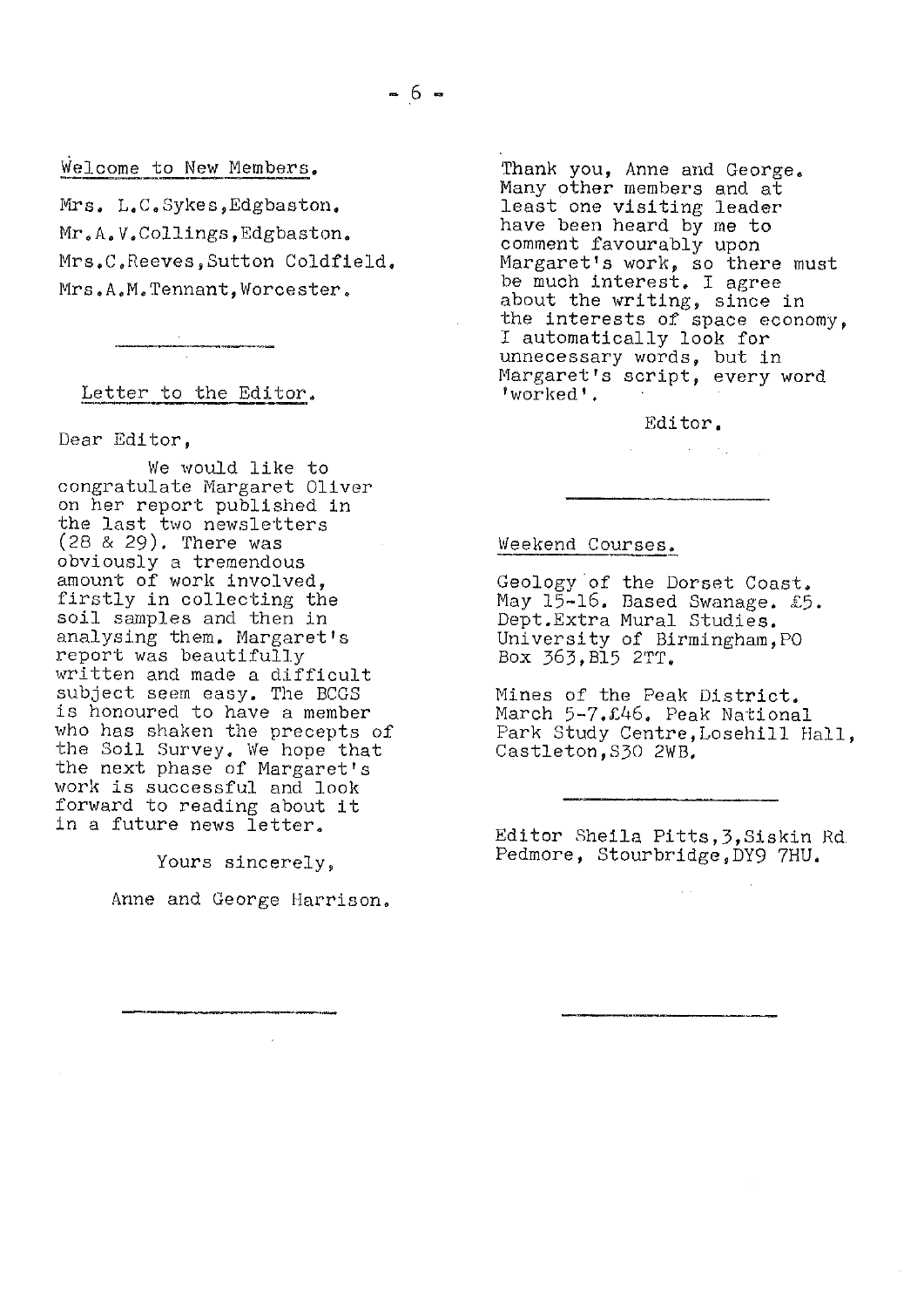## Welcome to New Members.

Mrs. L.C.Sykes,Edgbaston.
Mr.A.V.Collings,Edgbaston.
Mrs.C.Reeves,Sutton Coldfield.
Mrs.A.M.Tennant,Worcester.

---

## Letter to the Editor.

Dear Editor,

We would like to congratulate Margaret Oliver on her report published in the last two newsletters (28 & 29). There was obviously a tremendous amount of work involved, firstly in collecting the soil samples and then in analysing them. Margaret's report was beautifully written and made a difficult subject seem easy. The BCGS is honoured to have a member who has shaken the precepts of the Soil Survey. We hope that the next phase of Margaret's work is successful and look forward to reading about it in a future news letter.

Yours sincerely,

Anne and George Harrison.

---

Thank you, Anne and George. Many other members and at least one visiting leader have been heard by me to comment favourably upon Margaret's work, so there must be much interest. I agree about the writing, since in the interests of space economy, I automatically look for unnecessary words, but in Margaret's script, every word 'worked'.

Editor.

---

## Weekend Courses.

Geology of the Dorset Coast. May 15-16. Based Swanage. £5. Dept.Extra Mural Studies. University of Birmingham,PO Box 363,B15 2TT.

Mines of the Peak District. March 5-7.£46. Peak National Park Study Centre,Losehill Hall, Castleton,S30 2WB.

---

Editor Sheila Pitts,3,Siskin Rd Pedmore, Stourbridge,DY9 7HU.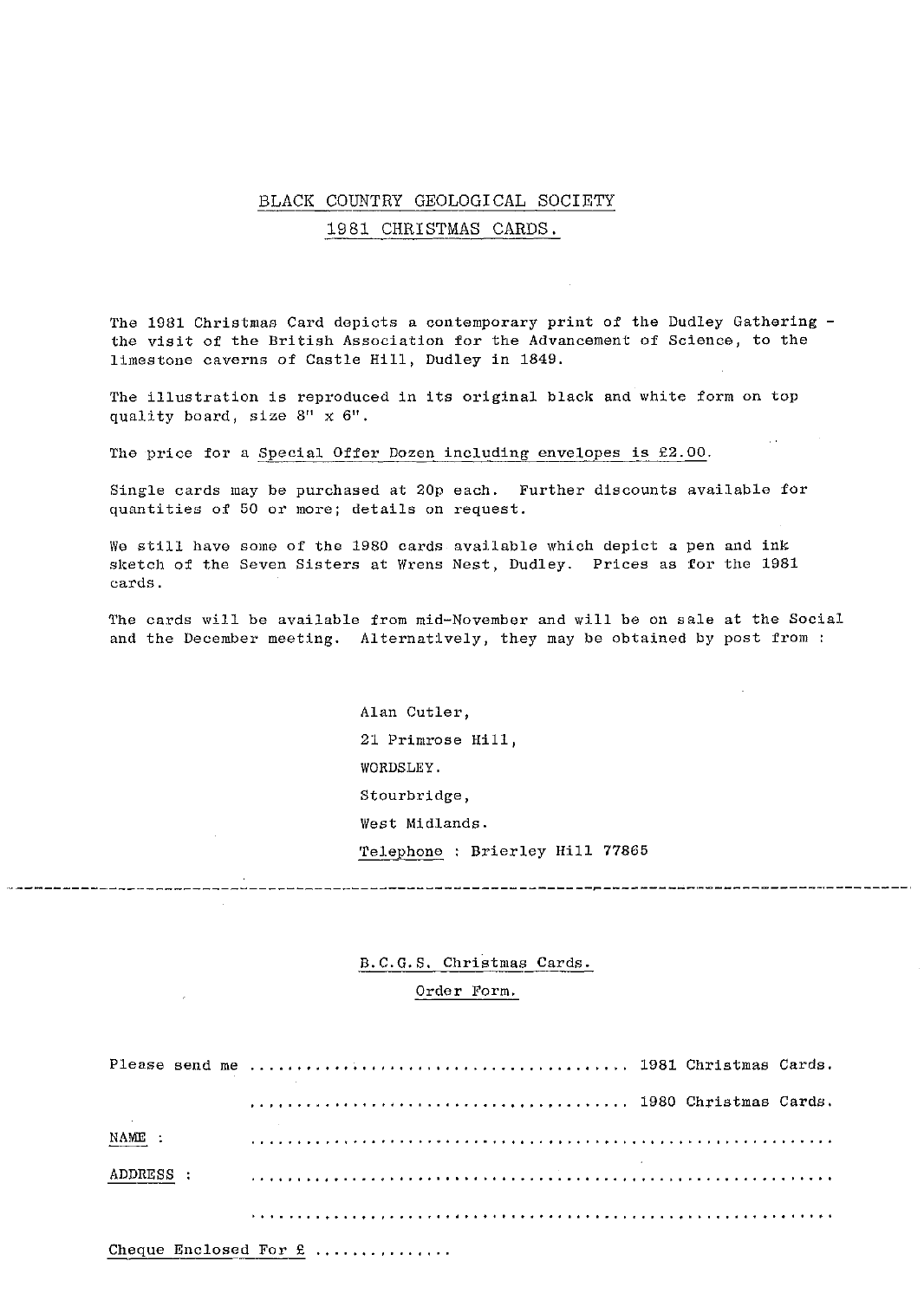# BLACK COUNTRY GEOLOGICAL SOCIETY

## 1981 CHRISTMAS CARDS.

The 1981 Christmas Card depicts a contemporary print of the Dudley Gathering - the visit of the British Association for the Advancement of Science, to the limestone caverns of Castle Hill, Dudley in 1849.

The illustration is reproduced in its original black and white form on top quality board, size 8" x 6".

The price for a Special Offer Dozen including envelopes is £2.00.

Single cards may be purchased at 20p each. Further discounts available for quantities of 50 or more; details on request.

We still have some of the 1980 cards available which depict a pen and ink sketch of the Seven Sisters at Wrens Nest, Dudley. Prices as for the 1981 cards.

The cards will be available from mid-November and will be on sale at the Social and the December meeting. Alternatively, they may be obtained by post from :

Alan Cutler,
21 Primrose Hill,
WORDSLEY.
Stourbridge,
West Midlands.
Telephone : Brierley Hill 77865

---

## B.C.G.S. Christmas Cards.

### Order Form.

Please send me ........................................ 1981 Christmas Cards.

........................................ 1980 Christmas Cards.

NAME : ............................................................

ADDRESS : ............................................................

............................................................

Cheque Enclosed For £ ..............